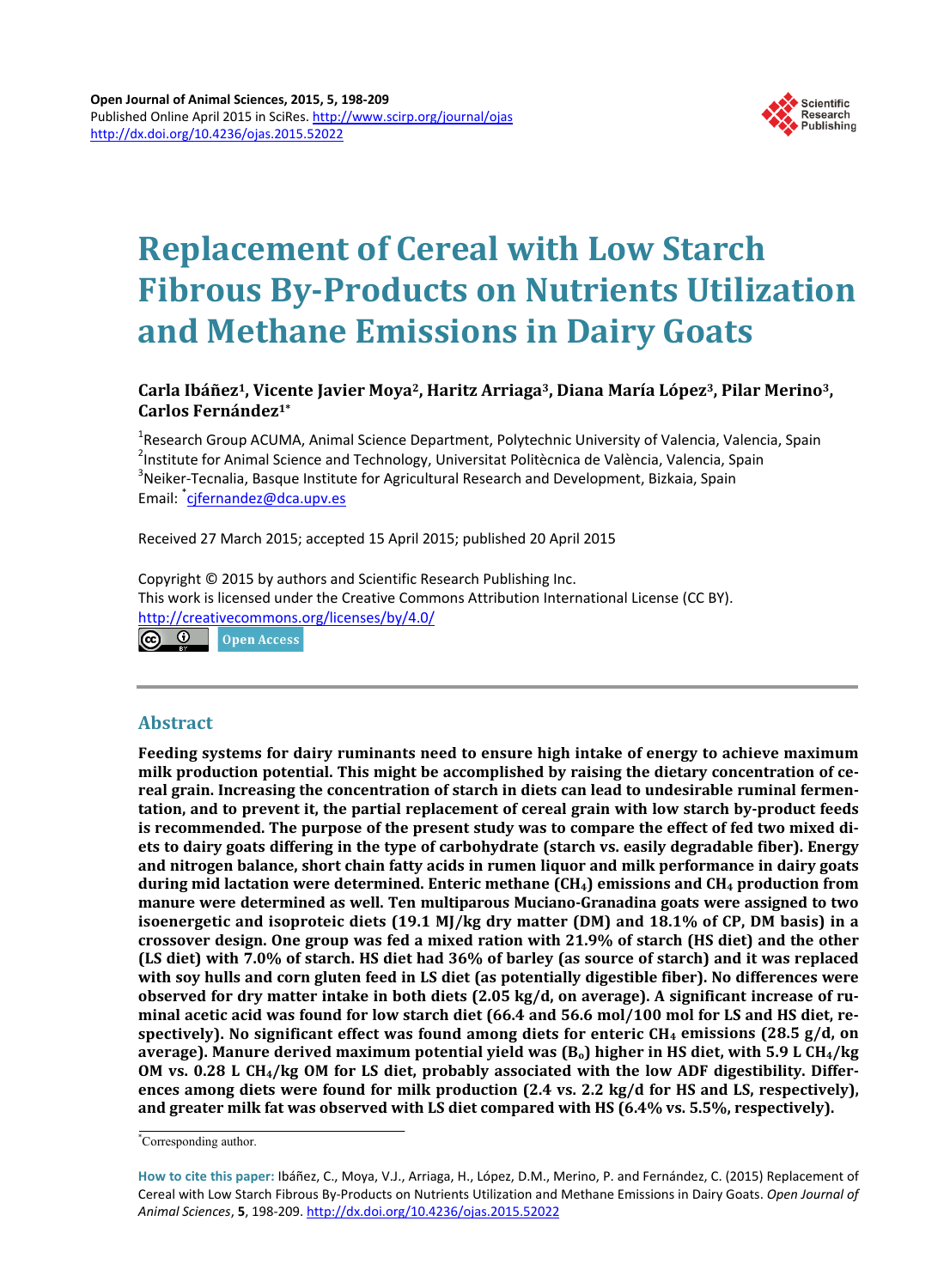# Replacement of Cereal with Low Starch Fibrous By-Products on Nutrients Utilization and Methane Emissions in Dairy Goats

**Carla Ibáñez[1], Vicente Javier Moya[2], Haritz Arriaga[3], Diana María López[3], Pilar Merino[3], Carlos Fernández[1*]**

[1]Research Group ACUMA, Animal Science Department, Polytechnic University of Valencia, Valencia, Spain
[2]Institute for Animal Science and Technology, Universitat Politècnica de València, Valencia, Spain
[3]Neiker-Tecnalia, Basque Institute for Agricultural Research and Development, Bizkaia, Spain
Email: [*]cjfernandez@dca.upv.es

Received 27 March 2015; accepted 15 April 2015; published 20 April 2015

Copyright © 2015 by authors and Scientific Research Publishing Inc.
This work is licensed under the Creative Commons Attribution International License (CC BY).
http://creativecommons.org/licenses/by/4.0/

Open Access

## Abstract

**Feeding systems for dairy ruminants need to ensure high intake of energy to achieve maximum milk production potential. This might be accomplished by raising the dietary concentration of cereal grain. Increasing the concentration of starch in diets can lead to undesirable ruminal fermentation, and to prevent it, the partial replacement of cereal grain with low starch by-product feeds is recommended. The purpose of the present study was to compare the effect of fed two mixed diets to dairy goats differing in the type of carbohydrate (starch vs. easily degradable fiber). Energy and nitrogen balance, short chain fatty acids in rumen liquor and milk performance in dairy goats during mid lactation were determined. Enteric methane ($CH_4$) emissions and $CH_4$ production from manure were determined as well. Ten multiparous Muciano-Granadina goats were assigned to two isoenergetic and isoproteic diets (19.1 MJ/kg dry matter (DM) and 18.1% of CP, DM basis) in a crossover design. One group was fed a mixed ration with 21.9% of starch (HS diet) and the other (LS diet) with 7.0% of starch. HS diet had 36% of barley (as source of starch) and it was replaced with soy hulls and corn gluten feed in LS diet (as potentially digestible fiber). No differences were observed for dry matter intake in both diets (2.05 kg/d, on average). A significant increase of ruminal acetic acid was found for low starch diet (66.4 and 56.6 mol/100 mol for LS and HS diet, respectively). No significant effect was found among diets for enteric $CH_4$ emissions (28.5 g/d, on average). Manure derived maximum potential yield was ($B_o$) higher in HS diet, with 5.9 L $CH_4$/kg OM vs. 0.28 L $CH_4$/kg OM for LS diet, probably associated with the low ADF digestibility. Differences among diets were found for milk production (2.4 vs. 2.2 kg/d for HS and LS, respectively), and greater milk fat was observed with LS diet compared with HS (6.4% vs. 5.5%, respectively).**

[*]Corresponding author.

**How to cite this paper:** Ibáñez, C., Moya, V.J., Arriaga, H., López, D.M., Merino, P. and Fernández, C. (2015) Replacement of Cereal with Low Starch Fibrous By-Products on Nutrients Utilization and Methane Emissions in Dairy Goats. *Open Journal of Animal Sciences*, **5**, 198-209. http://dx.doi.org/10.4236/ojas.2015.52022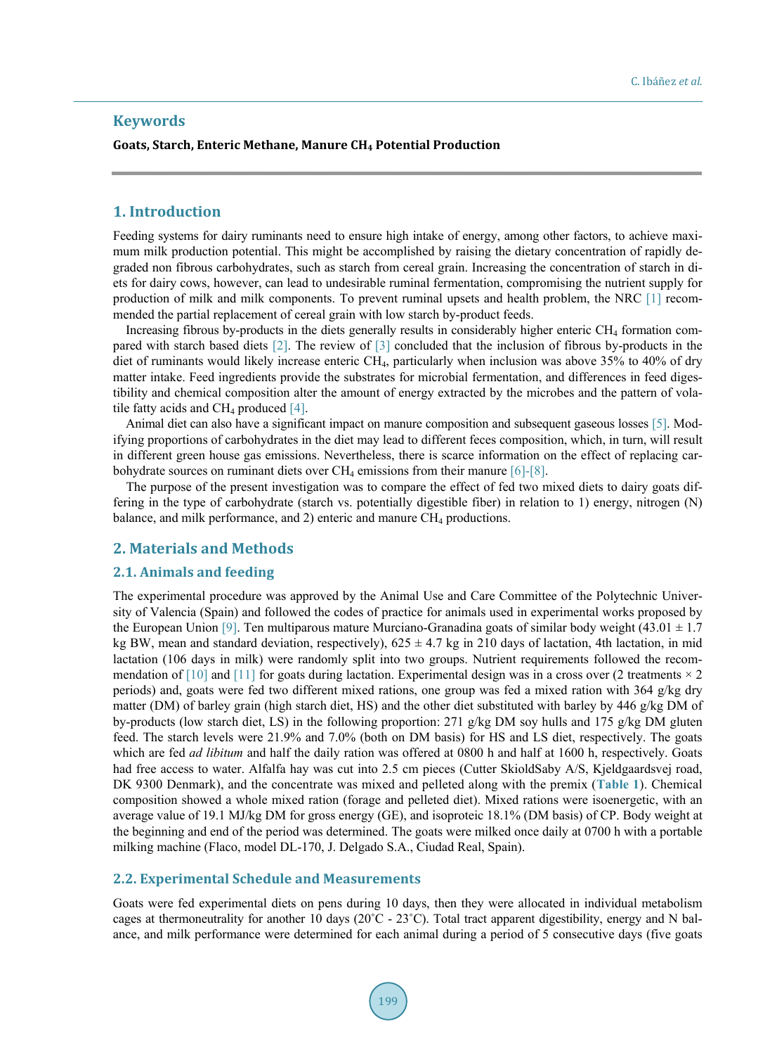## Keywords

**Goats, Starch, Enteric Methane, Manure $CH_4$ Potential Production**

## 1. Introduction

Feeding systems for dairy ruminants need to ensure high intake of energy, among other factors, to achieve maximum milk production potential. This might be accomplished by raising the dietary concentration of rapidly degraded non fibrous carbohydrates, such as starch from cereal grain. Increasing the concentration of starch in diets for dairy cows, however, can lead to undesirable ruminal fermentation, compromising the nutrient supply for production of milk and milk components. To prevent ruminal upsets and health problem, the NRC [1] recommended the partial replacement of cereal grain with low starch by-product feeds.

Increasing fibrous by-products in the diets generally results in considerably higher enteric $CH_4$ formation compared with starch based diets [2]. The review of [3] concluded that the inclusion of fibrous by-products in the diet of ruminants would likely increase enteric $CH_4$, particularly when inclusion was above 35% to 40% of dry matter intake. Feed ingredients provide the substrates for microbial fermentation, and differences in feed digestibility and chemical composition alter the amount of energy extracted by the microbes and the pattern of volatile fatty acids and $CH_4$ produced [4].

Animal diet can also have a significant impact on manure composition and subsequent gaseous losses [5]. Modifying proportions of carbohydrates in the diet may lead to different feces composition, which, in turn, will result in different green house gas emissions. Nevertheless, there is scarce information on the effect of replacing carbohydrate sources on ruminant diets over $CH_4$ emissions from their manure [6]-[8].

The purpose of the present investigation was to compare the effect of fed two mixed diets to dairy goats differing in the type of carbohydrate (starch vs. potentially digestible fiber) in relation to 1) energy, nitrogen (N) balance, and milk performance, and 2) enteric and manure $CH_4$ productions.

## 2. Materials and Methods

### 2.1. Animals and feeding

The experimental procedure was approved by the Animal Use and Care Committee of the Polytechnic University of Valencia (Spain) and followed the codes of practice for animals used in experimental works proposed by the European Union [9]. Ten multiparous mature Murciano-Granadina goats of similar body weight (43.01 ± 1.7 kg BW, mean and standard deviation, respectively), 625 ± 4.7 kg in 210 days of lactation, 4th lactation, in mid lactation (106 days in milk) were randomly split into two groups. Nutrient requirements followed the recommendation of [10] and [11] for goats during lactation. Experimental design was in a cross over (2 treatments × 2 periods) and, goats were fed two different mixed rations, one group was fed a mixed ration with 364 g/kg dry matter (DM) of barley grain (high starch diet, HS) and the other diet substituted with barley by 446 g/kg DM of by-products (low starch diet, LS) in the following proportion: 271 g/kg DM soy hulls and 175 g/kg DM gluten feed. The starch levels were 21.9% and 7.0% (both on DM basis) for HS and LS diet, respectively. The goats which are fed *ad libitum* and half the daily ration was offered at 0800 h and half at 1600 h, respectively. Goats had free access to water. Alfalfa hay was cut into 2.5 cm pieces (Cutter SkioldSaby A/S, Kjeldgaardsvej road, DK 9300 Denmark), and the concentrate was mixed and pelleted along with the premix (**Table 1**). Chemical composition showed a whole mixed ration (forage and pelleted diet). Mixed rations were isoenergetic, with an average value of 19.1 MJ/kg DM for gross energy (GE), and isoproteic 18.1% (DM basis) of CP. Body weight at the beginning and end of the period was determined. The goats were milked once daily at 0700 h with a portable milking machine (Flaco, model DL-170, J. Delgado S.A., Ciudad Real, Spain).

### 2.2. Experimental Schedule and Measurements

Goats were fed experimental diets on pens during 10 days, then they were allocated in individual metabolism cages at thermoneutrality for another 10 days (20˚C - 23˚C). Total tract apparent digestibility, energy and N balance, and milk performance were determined for each animal during a period of 5 consecutive days (five goats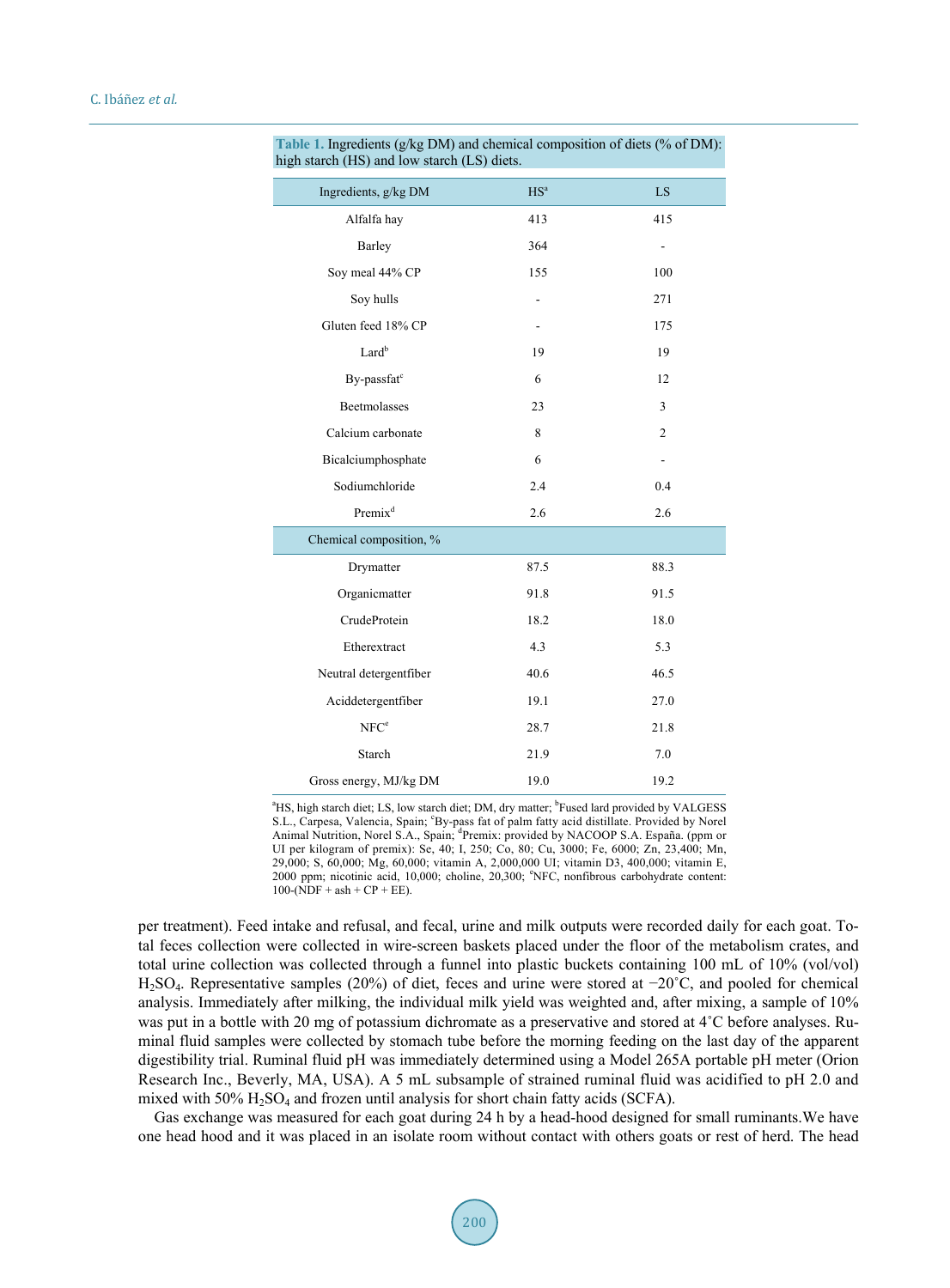**Table 1.** Ingredients (g/kg DM) and chemical composition of diets (% of DM): high starch (HS) and low starch (LS) diets.

| Ingredients, g/kg DM | HS[a] | LS |
|---|---|---|
| Alfalfa hay | 413 | 415 |
| Barley | 364 | - |
| Soy meal 44% CP | 155 | 100 |
| Soy hulls | - | 271 |
| Gluten feed 18% CP | - | 175 |
| Lard[b] | 19 | 19 |
| By-passfat[c] | 6 | 12 |
| Beetmolasses | 23 | 3 |
| Calcium carbonate | 8 | 2 |
| Bicalciumphosphate | 6 | - |
| Sodiumchloride | 2.4 | 0.4 |
| Premix[d] | 2.6 | 2.6 |
| **Chemical composition, %** | | |
| Drymatter | 87.5 | 88.3 |
| Organicmatter | 91.8 | 91.5 |
| CrudeProtein | 18.2 | 18.0 |
| Etherextract | 4.3 | 5.3 |
| Neutral detergentfiber | 40.6 | 46.5 |
| Aciddetergentfiber | 19.1 | 27.0 |
| NFC[e] | 28.7 | 21.8 |
| Starch | 21.9 | 7.0 |
| Gross energy, MJ/kg DM | 19.0 | 19.2 |

[a]HS, high starch diet; LS, low starch diet; DM, dry matter; [b]Fused lard provided by VALGESS S.L., Carpesa, Valencia, Spain; [c]By-pass fat of palm fatty acid distillate. Provided by Norel Animal Nutrition, Norel S.A., Spain; [d]Premix: provided by NACOOP S.A. España. (ppm or UI per kilogram of premix): Se, 40; I, 250; Co, 80; Cu, 3000; Fe, 6000; Zn, 23,400; Mn, 29,000; S, 60,000; Mg, 60,000; vitamin A, 2,000,000 UI; vitamin D3, 400,000; vitamin E, 2000 ppm; nicotinic acid, 10,000; choline, 20,300; [e]NFC, nonfibrous carbohydrate content: 100-(NDF + ash + CP + EE).

per treatment). Feed intake and refusal, and fecal, urine and milk outputs were recorded daily for each goat. Total feces collection were collected in wire-screen baskets placed under the floor of the metabolism crates, and total urine collection was collected through a funnel into plastic buckets containing 100 mL of 10% (vol/vol) $H_2SO_4$. Representative samples (20%) of diet, feces and urine were stored at −20˚C, and pooled for chemical analysis. Immediately after milking, the individual milk yield was weighted and, after mixing, a sample of 10% was put in a bottle with 20 mg of potassium dichromate as a preservative and stored at 4˚C before analyses. Ruminal fluid samples were collected by stomach tube before the morning feeding on the last day of the apparent digestibility trial. Ruminal fluid pH was immediately determined using a Model 265A portable pH meter (Orion Research Inc., Beverly, MA, USA). A 5 mL subsample of strained ruminal fluid was acidified to pH 2.0 and mixed with 50% $H_2SO_4$ and frozen until analysis for short chain fatty acids (SCFA).

Gas exchange was measured for each goat during 24 h by a head-hood designed for small ruminants.We have one head hood and it was placed in an isolate room without contact with others goats or rest of herd. The head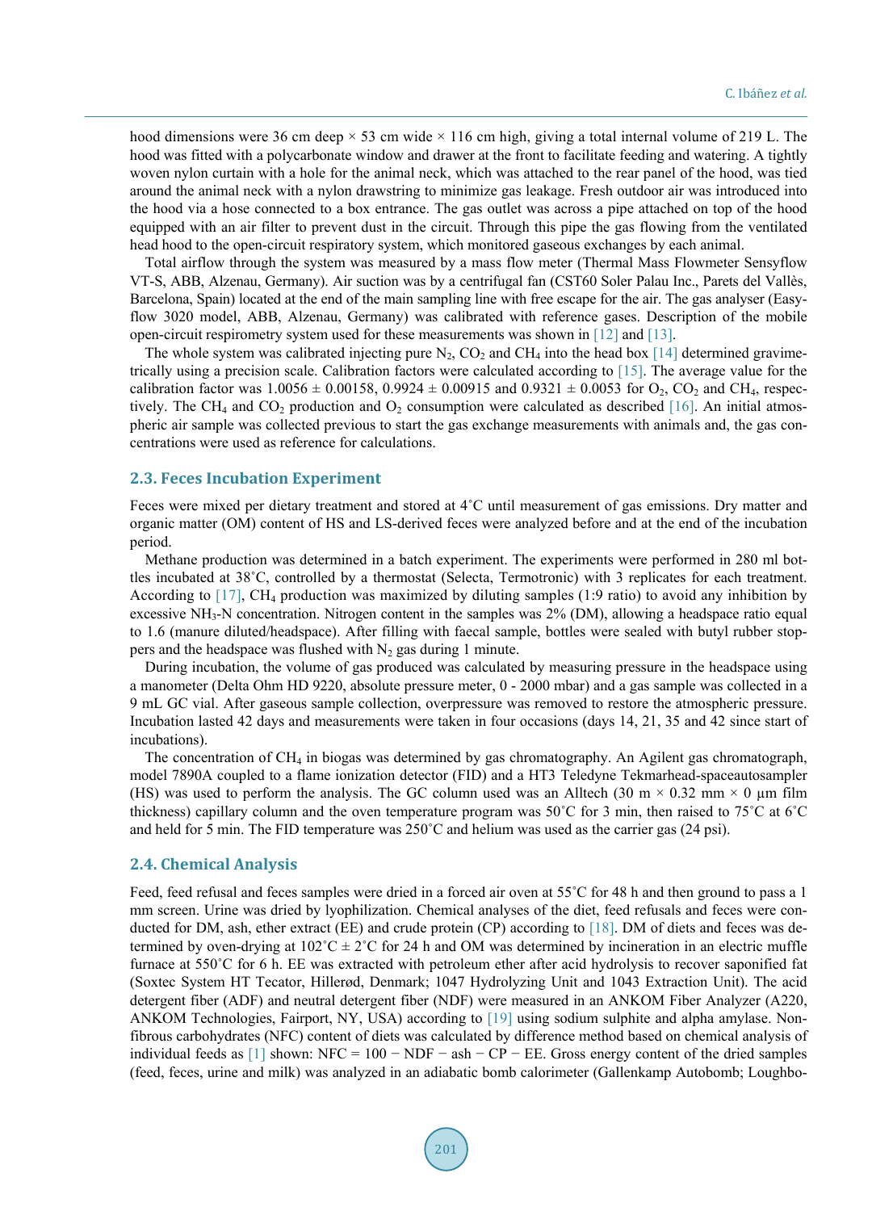hood dimensions were 36 cm deep × 53 cm wide × 116 cm high, giving a total internal volume of 219 L. The hood was fitted with a polycarbonate window and drawer at the front to facilitate feeding and watering. A tightly woven nylon curtain with a hole for the animal neck, which was attached to the rear panel of the hood, was tied around the animal neck with a nylon drawstring to minimize gas leakage. Fresh outdoor air was introduced into the hood via a hose connected to a box entrance. The gas outlet was across a pipe attached on top of the hood equipped with an air filter to prevent dust in the circuit. Through this pipe the gas flowing from the ventilated head hood to the open-circuit respiratory system, which monitored gaseous exchanges by each animal.

Total airflow through the system was measured by a mass flow meter (Thermal Mass Flowmeter Sensyflow VT-S, ABB, Alzenau, Germany). Air suction was by a centrifugal fan (CST60 Soler Palau Inc., Parets del Vallès, Barcelona, Spain) located at the end of the main sampling line with free escape for the air. The gas analyser (Easy-flow 3020 model, ABB, Alzenau, Germany) was calibrated with reference gases. Description of the mobile open-circuit respirometry system used for these measurements was shown in [12] and [13].

The whole system was calibrated injecting pure $N_2$, $CO_2$ and $CH_4$ into the head box [14] determined gravimetrically using a precision scale. Calibration factors were calculated according to [15]. The average value for the calibration factor was 1.0056 ± 0.00158, 0.9924 ± 0.00915 and 0.9321 ± 0.0053 for $O_2$, $CO_2$ and $CH_4$, respectively. The $CH_4$ and $CO_2$ production and $O_2$ consumption were calculated as described [16]. An initial atmospheric air sample was collected previous to start the gas exchange measurements with animals and, the gas concentrations were used as reference for calculations.

## 2.3. Feces Incubation Experiment

Feces were mixed per dietary treatment and stored at 4˚C until measurement of gas emissions. Dry matter and organic matter (OM) content of HS and LS-derived feces were analyzed before and at the end of the incubation period.

Methane production was determined in a batch experiment. The experiments were performed in 280 ml bottles incubated at 38˚C, controlled by a thermostat (Selecta, Termotronic) with 3 replicates for each treatment. According to [17], $CH_4$ production was maximized by diluting samples (1:9 ratio) to avoid any inhibition by excessive $NH_3$-N concentration. Nitrogen content in the samples was 2% (DM), allowing a headspace ratio equal to 1.6 (manure diluted/headspace). After filling with faecal sample, bottles were sealed with butyl rubber stoppers and the headspace was flushed with $N_2$ gas during 1 minute.

During incubation, the volume of gas produced was calculated by measuring pressure in the headspace using a manometer (Delta Ohm HD 9220, absolute pressure meter, 0 - 2000 mbar) and a gas sample was collected in a 9 mL GC vial. After gaseous sample collection, overpressure was removed to restore the atmospheric pressure. Incubation lasted 42 days and measurements were taken in four occasions (days 14, 21, 35 and 42 since start of incubations).

The concentration of $CH_4$ in biogas was determined by gas chromatography. An Agilent gas chromatograph, model 7890A coupled to a flame ionization detector (FID) and a HT3 Teledyne Tekmarhead-spaceautosampler (HS) was used to perform the analysis. The GC column used was an Alltech (30 m × 0.32 mm × 0 µm film thickness) capillary column and the oven temperature program was 50˚C for 3 min, then raised to 75˚C at 6˚C and held for 5 min. The FID temperature was 250˚C and helium was used as the carrier gas (24 psi).

## 2.4. Chemical Analysis

Feed, feed refusal and feces samples were dried in a forced air oven at 55˚C for 48 h and then ground to pass a 1 mm screen. Urine was dried by lyophilization. Chemical analyses of the diet, feed refusals and feces were conducted for DM, ash, ether extract (EE) and crude protein (CP) according to [18]. DM of diets and feces was determined by oven-drying at 102˚C ± 2˚C for 24 h and OM was determined by incineration in an electric muffle furnace at 550˚C for 6 h. EE was extracted with petroleum ether after acid hydrolysis to recover saponified fat (Soxtec System HT Tecator, Hillerød, Denmark; 1047 Hydrolyzing Unit and 1043 Extraction Unit). The acid detergent fiber (ADF) and neutral detergent fiber (NDF) were measured in an ANKOM Fiber Analyzer (A220, ANKOM Technologies, Fairport, NY, USA) according to [19] using sodium sulphite and alpha amylase. Non-fibrous carbohydrates (NFC) content of diets was calculated by difference method based on chemical analysis of individual feeds as [1] shown: NFC = 100 − NDF − ash − CP − EE. Gross energy content of the dried samples (feed, feces, urine and milk) was analyzed in an adiabatic bomb calorimeter (Gallenkamp Autobomb; Loughbo-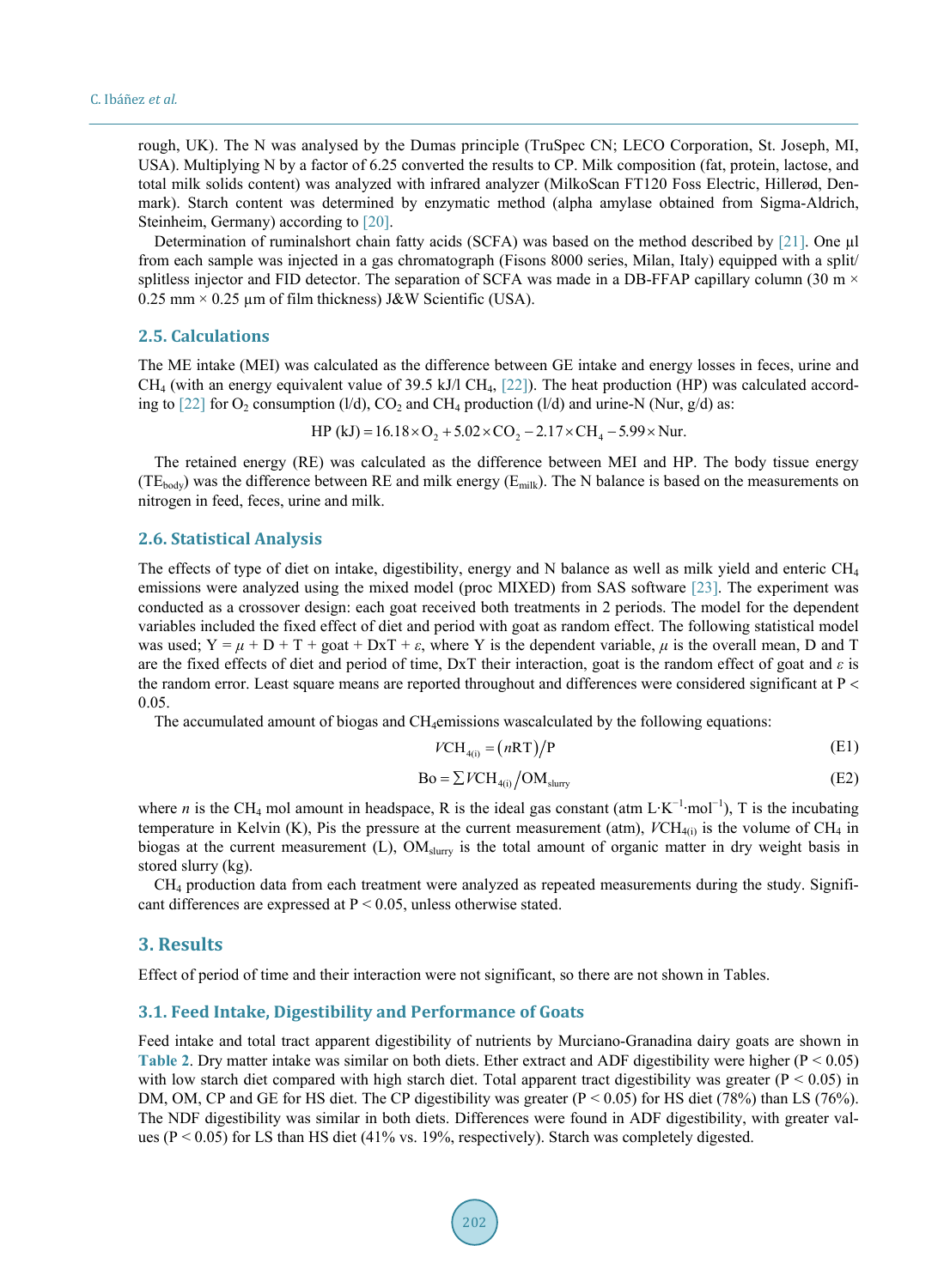rough, UK). The N was analysed by the Dumas principle (TruSpec CN; LECO Corporation, St. Joseph, MI, USA). Multiplying N by a factor of 6.25 converted the results to CP. Milk composition (fat, protein, lactose, and total milk solids content) was analyzed with infrared analyzer (MilkoScan FT120 Foss Electric, Hillerød, Denmark). Starch content was determined by enzymatic method (alpha amylase obtained from Sigma-Aldrich, Steinheim, Germany) according to [20].

Determination of ruminalshort chain fatty acids (SCFA) was based on the method described by [21]. One µl from each sample was injected in a gas chromatograph (Fisons 8000 series, Milan, Italy) equipped with a split/splitless injector and FID detector. The separation of SCFA was made in a DB-FFAP capillary column (30 m × 0.25 mm × 0.25 µm of film thickness) J&W Scientific (USA).

## 2.5. Calculations

The ME intake (MEI) was calculated as the difference between GE intake and energy losses in feces, urine and $CH_4$ (with an energy equivalent value of 39.5 kJ/l $CH_4$, [22]). The heat production (HP) was calculated according to [22] for $O_2$ consumption (l/d), $CO_2$ and $CH_4$ production (l/d) and urine-N (Nur, g/d) as:

$$\text{HP (kJ)} = 16.18 \times \text{O}_2 + 5.02 \times \text{CO}_2 - 2.17 \times \text{CH}_4 - 5.99 \times \text{Nur}.$$

The retained energy (RE) was calculated as the difference between MEI and HP. The body tissue energy ($TE_{body}$) was the difference between RE and milk energy ($E_{milk}$). The N balance is based on the measurements on nitrogen in feed, feces, urine and milk.

## 2.6. Statistical Analysis

The effects of type of diet on intake, digestibility, energy and N balance as well as milk yield and enteric $CH_4$ emissions were analyzed using the mixed model (proc MIXED) from SAS software [23]. The experiment was conducted as a crossover design: each goat received both treatments in 2 periods. The model for the dependent variables included the fixed effect of diet and period with goat as random effect. The following statistical model was used; $Y = \mu + D + T + \text{goat} + D\text{x}T + \varepsilon$, where Y is the dependent variable, $\mu$ is the overall mean, D and T are the fixed effects of diet and period of time, DxT their interaction, goat is the random effect of goat and $\varepsilon$ is the random error. Least square means are reported throughout and differences were considered significant at $P < 0.05$.

The accumulated amount of biogas and $CH_4$emissions wascalculated by the following equations:

$$V\text{CH}_{4(i)} = (n\text{RT})/\text{P} \tag{E1}$$

$$\text{Bo} = \sum V\text{CH}_{4(i)} / \text{OM}_{slurry} \tag{E2}$$

where $n$ is the $CH_4$ mol amount in headspace, R is the ideal gas constant (atm L·K$^{-1}$·mol$^{-1}$), T is the incubating temperature in Kelvin (K), Pis the pressure at the current measurement (atm), $VCH_{4(i)}$ is the volume of $CH_4$ in biogas at the current measurement (L), $OM_{slurry}$ is the total amount of organic matter in dry weight basis in stored slurry (kg).

$CH_4$ production data from each treatment were analyzed as repeated measurements during the study. Significant differences are expressed at $P < 0.05$, unless otherwise stated.

# 3. Results

Effect of period of time and their interaction were not significant, so there are not shown in Tables.

## 3.1. Feed Intake, Digestibility and Performance of Goats

Feed intake and total tract apparent digestibility of nutrients by Murciano-Granadina dairy goats are shown in **Table 2**. Dry matter intake was similar on both diets. Ether extract and ADF digestibility were higher ($P < 0.05$) with low starch diet compared with high starch diet. Total apparent tract digestibility was greater ($P < 0.05$) in DM, OM, CP and GE for HS diet. The CP digestibility was greater ($P < 0.05$) for HS diet (78%) than LS (76%). The NDF digestibility was similar in both diets. Differences were found in ADF digestibility, with greater values ($P < 0.05$) for LS than HS diet (41% vs. 19%, respectively). Starch was completely digested.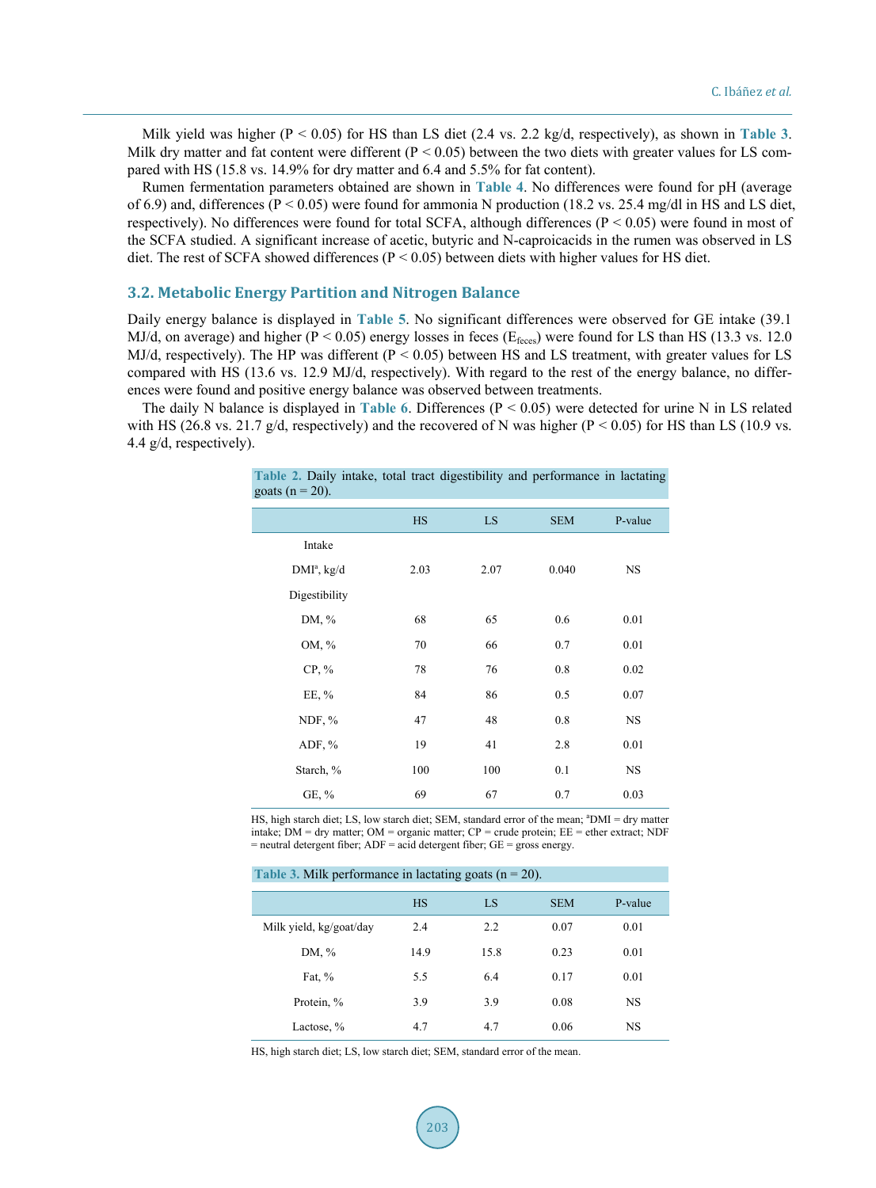Milk yield was higher ($P < 0.05$) for HS than LS diet (2.4 vs. 2.2 kg/d, respectively), as shown in **Table 3**. Milk dry matter and fat content were different ($P < 0.05$) between the two diets with greater values for LS compared with HS (15.8 vs. 14.9% for dry matter and 6.4 and 5.5% for fat content).

Rumen fermentation parameters obtained are shown in **Table 4**. No differences were found for pH (average of 6.9) and, differences ($P < 0.05$) were found for ammonia N production (18.2 vs. 25.4 mg/dl in HS and LS diet, respectively). No differences were found for total SCFA, although differences ($P < 0.05$) were found in most of the SCFA studied. A significant increase of acetic, butyric and N-caproicacids in the rumen was observed in LS diet. The rest of SCFA showed differences ($P < 0.05$) between diets with higher values for HS diet.

### 3.2. Metabolic Energy Partition and Nitrogen Balance

Daily energy balance is displayed in **Table 5**. No significant differences were observed for GE intake (39.1 MJ/d, on average) and higher ($P < 0.05$) energy losses in feces ($E_{feces}$) were found for LS than HS (13.3 vs. 12.0 MJ/d, respectively). The HP was different ($P < 0.05$) between HS and LS treatment, with greater values for LS compared with HS (13.6 vs. 12.9 MJ/d, respectively). With regard to the rest of the energy balance, no differences were found and positive energy balance was observed between treatments.

The daily N balance is displayed in **Table 6**. Differences ($P < 0.05$) were detected for urine N in LS related with HS (26.8 vs. 21.7 g/d, respectively) and the recovered of N was higher ($P < 0.05$) for HS than LS (10.9 vs. 4.4 g/d, respectively).

**Table 2.** Daily intake, total tract digestibility and performance in lactating goats (n = 20).

| | HS | LS | SEM | P-value |
|---|---|---|---|---|
| Intake | | | | |
| DMI[a], kg/d | 2.03 | 2.07 | 0.040 | NS |
| Digestibility | | | | |
| DM, % | 68 | 65 | 0.6 | 0.01 |
| OM, % | 70 | 66 | 0.7 | 0.01 |
| CP, % | 78 | 76 | 0.8 | 0.02 |
| EE, % | 84 | 86 | 0.5 | 0.07 |
| NDF, % | 47 | 48 | 0.8 | NS |
| ADF, % | 19 | 41 | 2.8 | 0.01 |
| Starch, % | 100 | 100 | 0.1 | NS |
| GE, % | 69 | 67 | 0.7 | 0.03 |

HS, high starch diet; LS, low starch diet; SEM, standard error of the mean; [a]DMI = dry matter intake; DM = dry matter; OM = organic matter; CP = crude protein; EE = ether extract; NDF = neutral detergent fiber; ADF = acid detergent fiber; GE = gross energy.

**Table 3.** Milk performance in lactating goats (n = 20).

| | HS | LS | SEM | P-value |
|---|---|---|---|---|
| Milk yield, kg/goat/day | 2.4 | 2.2 | 0.07 | 0.01 |
| DM, % | 14.9 | 15.8 | 0.23 | 0.01 |
| Fat, % | 5.5 | 6.4 | 0.17 | 0.01 |
| Protein, % | 3.9 | 3.9 | 0.08 | NS |
| Lactose, % | 4.7 | 4.7 | 0.06 | NS |

HS, high starch diet; LS, low starch diet; SEM, standard error of the mean.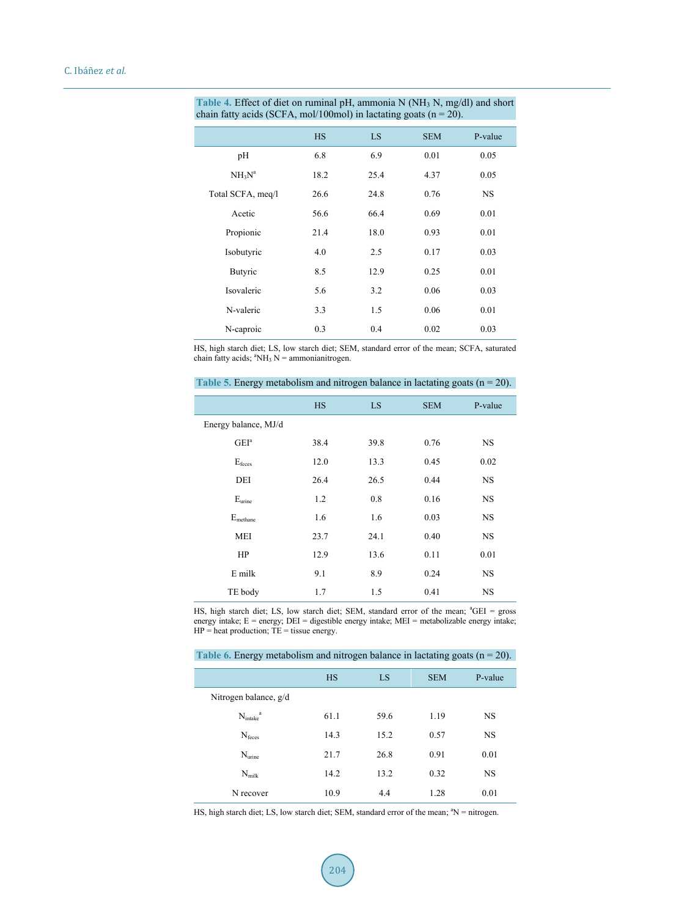**Table 4.** Effect of diet on ruminal pH, ammonia N ($NH_3$ N, mg/dl) and short chain fatty acids (SCFA, mol/100mol) in lactating goats (n = 20).

| | HS | LS | SEM | P-value |
|---|---|---|---|---|
| pH | 6.8 | 6.9 | 0.01 | 0.05 |
| $NH_3N^a$ | 18.2 | 25.4 | 4.37 | 0.05 |
| Total SCFA, meq/l | 26.6 | 24.8 | 0.76 | NS |
| Acetic | 56.6 | 66.4 | 0.69 | 0.01 |
| Propionic | 21.4 | 18.0 | 0.93 | 0.01 |
| Isobutyric | 4.0 | 2.5 | 0.17 | 0.03 |
| Butyric | 8.5 | 12.9 | 0.25 | 0.01 |
| Isovaleric | 5.6 | 3.2 | 0.06 | 0.03 |
| N-valeric | 3.3 | 1.5 | 0.06 | 0.01 |
| N-caproic | 0.3 | 0.4 | 0.02 | 0.03 |

HS, high starch diet; LS, low starch diet; SEM, standard error of the mean; SCFA, saturated chain fatty acids; [a]$NH_3$ N = ammonianitrogen.

**Table 5.** Energy metabolism and nitrogen balance in lactating goats (n = 20).

| | HS | LS | SEM | P-value |
|---|---|---|---|---|
| Energy balance, MJ/d | | | | |
| GEI[a] | 38.4 | 39.8 | 0.76 | NS |
| $E_{feces}$ | 12.0 | 13.3 | 0.45 | 0.02 |
| DEI | 26.4 | 26.5 | 0.44 | NS |
| $E_{urine}$ | 1.2 | 0.8 | 0.16 | NS |
| $E_{methane}$ | 1.6 | 1.6 | 0.03 | NS |
| MEI | 23.7 | 24.1 | 0.40 | NS |
| HP | 12.9 | 13.6 | 0.11 | 0.01 |
| E milk | 9.1 | 8.9 | 0.24 | NS |
| TE body | 1.7 | 1.5 | 0.41 | NS |

HS, high starch diet; LS, low starch diet; SEM, standard error of the mean; [a]GEI = gross energy intake; E = energy; DEI = digestible energy intake; MEI = metabolizable energy intake; HP = heat production; TE = tissue energy.

**Table 6.** Energy metabolism and nitrogen balance in lactating goats (n = 20).

| | HS | LS | SEM | P-value |
|---|---|---|---|---|
| Nitrogen balance, g/d | | | | |
| $N_{intake}$[a] | 61.1 | 59.6 | 1.19 | NS |
| $N_{feces}$ | 14.3 | 15.2 | 0.57 | NS |
| $N_{urine}$ | 21.7 | 26.8 | 0.91 | 0.01 |
| $N_{milk}$ | 14.2 | 13.2 | 0.32 | NS |
| N recover | 10.9 | 4.4 | 1.28 | 0.01 |

HS, high starch diet; LS, low starch diet; SEM, standard error of the mean; [a]N = nitrogen.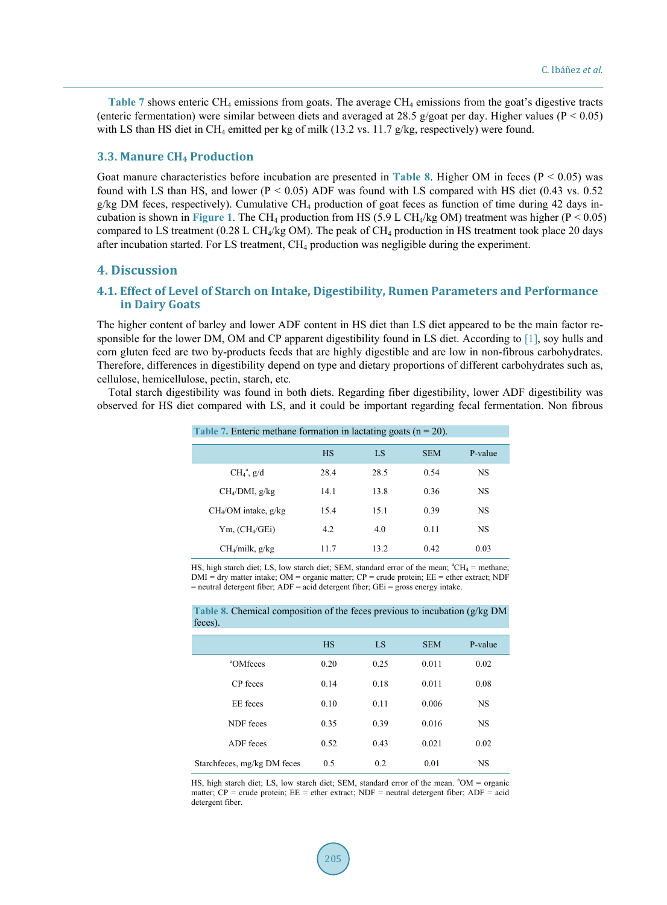**Table 7** shows enteric $CH_4$ emissions from goats. The average $CH_4$ emissions from the goat's digestive tracts (enteric fermentation) were similar between diets and averaged at 28.5 g/goat per day. Higher values ($P < 0.05$) with LS than HS diet in $CH_4$ emitted per kg of milk (13.2 vs. 11.7 g/kg, respectively) were found.

### 3.3. Manure $CH_4$ Production

Goat manure characteristics before incubation are presented in **Table 8**. Higher OM in feces ($P < 0.05$) was found with LS than HS, and lower ($P < 0.05$) ADF was found with LS compared with HS diet (0.43 vs. 0.52 g/kg DM feces, respectively). Cumulative $CH_4$ production of goat feces as function of time during 42 days incubation is shown in **Figure 1**. The $CH_4$ production from HS (5.9 L $CH_4$/kg OM) treatment was higher ($P < 0.05$) compared to LS treatment (0.28 L $CH_4$/kg OM). The peak of $CH_4$ production in HS treatment took place 20 days after incubation started. For LS treatment, $CH_4$ production was negligible during the experiment.

## 4. Discussion

### 4.1. Effect of Level of Starch on Intake, Digestibility, Rumen Parameters and Performance in Dairy Goats

The higher content of barley and lower ADF content in HS diet than LS diet appeared to be the main factor responsible for the lower DM, OM and CP apparent digestibility found in LS diet. According to [1], soy hulls and corn gluten feed are two by-products feeds that are highly digestible and are low in non-fibrous carbohydrates. Therefore, differences in digestibility depend on type and dietary proportions of different carbohydrates such as, cellulose, hemicellulose, pectin, starch, etc.

Total starch digestibility was found in both diets. Regarding fiber digestibility, lower ADF digestibility was observed for HS diet compared with LS, and it could be important regarding fecal fermentation. Non fibrous

**Table 7.** Enteric methane formation in lactating goats (n = 20).

| | HS | LS | SEM | P-value |
|---|---|---|---|---|
| $CH_4$[a], g/d | 28.4 | 28.5 | 0.54 | NS |
| $CH_4$/DMI, g/kg | 14.1 | 13.8 | 0.36 | NS |
| $CH_4$/OM intake, g/kg | 15.4 | 15.1 | 0.39 | NS |
| Ym, ($CH_4$/GEi) | 4.2 | 4.0 | 0.11 | NS |
| $CH_4$/milk, g/kg | 11.7 | 13.2 | 0.42 | 0.03 |

HS, high starch diet; LS, low starch diet; SEM, standard error of the mean; [a]$CH_4$ = methane; DMI = dry matter intake; OM = organic matter; CP = crude protein; EE = ether extract; NDF = neutral detergent fiber; ADF = acid detergent fiber; GEi = gross energy intake.

**Table 8.** Chemical composition of the feces previous to incubation (g/kg DM feces).

| | HS | LS | SEM | P-value |
|---|---|---|---|---|
| [a]OMfeces | 0.20 | 0.25 | 0.011 | 0.02 |
| CP feces | 0.14 | 0.18 | 0.011 | 0.08 |
| EE feces | 0.10 | 0.11 | 0.006 | NS |
| NDF feces | 0.35 | 0.39 | 0.016 | NS |
| ADF feces | 0.52 | 0.43 | 0.021 | 0.02 |
| Starchfeces, mg/kg DM feces | 0.5 | 0.2 | 0.01 | NS |

HS, high starch diet; LS, low starch diet; SEM, standard error of the mean. [a]OM = organic matter; CP = crude protein; EE = ether extract; NDF = neutral detergent fiber; ADF = acid detergent fiber.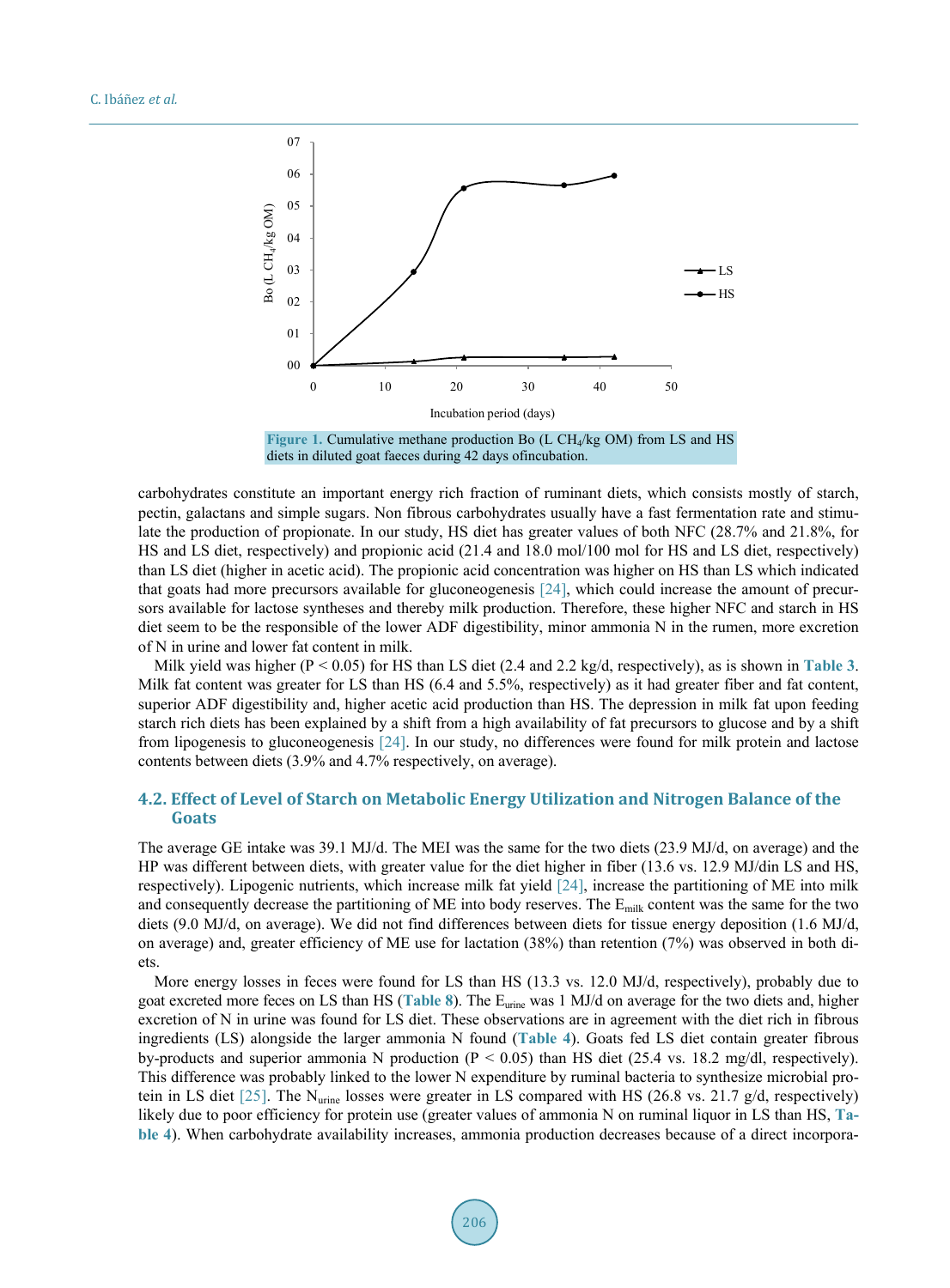Figure 1. Cumulative methane production Bo (L $CH_4$/kg OM) from LS and HS diets in diluted goat faeces during 42 days ofincubation.

carbohydrates constitute an important energy rich fraction of ruminant diets, which consists mostly of starch, pectin, galactans and simple sugars. Non fibrous carbohydrates usually have a fast fermentation rate and stimulate the production of propionate. In our study, HS diet has greater values of both NFC (28.7% and 21.8%, for HS and LS diet, respectively) and propionic acid (21.4 and 18.0 mol/100 mol for HS and LS diet, respectively) than LS diet (higher in acetic acid). The propionic acid concentration was higher on HS than LS which indicated that goats had more precursors available for gluconeogenesis [24], which could increase the amount of precursors available for lactose syntheses and thereby milk production. Therefore, these higher NFC and starch in HS diet seem to be the responsible of the lower ADF digestibility, minor ammonia N in the rumen, more excretion of N in urine and lower fat content in milk.

Milk yield was higher ($P < 0.05$) for HS than LS diet (2.4 and 2.2 kg/d, respectively), as is shown in **Table 3**. Milk fat content was greater for LS than HS (6.4 and 5.5%, respectively) as it had greater fiber and fat content, superior ADF digestibility and, higher acetic acid production than HS. The depression in milk fat upon feeding starch rich diets has been explained by a shift from a high availability of fat precursors to glucose and by a shift from lipogenesis to gluconeogenesis [24]. In our study, no differences were found for milk protein and lactose contents between diets (3.9% and 4.7% respectively, on average).

## 4.2. Effect of Level of Starch on Metabolic Energy Utilization and Nitrogen Balance of the Goats

The average GE intake was 39.1 MJ/d. The MEI was the same for the two diets (23.9 MJ/d, on average) and the HP was different between diets, with greater value for the diet higher in fiber (13.6 vs. 12.9 MJ/din LS and HS, respectively). Lipogenic nutrients, which increase milk fat yield [24], increase the partitioning of ME into milk and consequently decrease the partitioning of ME into body reserves. The $E_{milk}$ content was the same for the two diets (9.0 MJ/d, on average). We did not find differences between diets for tissue energy deposition (1.6 MJ/d, on average) and, greater efficiency of ME use for lactation (38%) than retention (7%) was observed in both diets.

More energy losses in feces were found for LS than HS (13.3 vs. 12.0 MJ/d, respectively), probably due to goat excreted more feces on LS than HS (**Table 8**). The $E_{urine}$ was 1 MJ/d on average for the two diets and, higher excretion of N in urine was found for LS diet. These observations are in agreement with the diet rich in fibrous ingredients (LS) alongside the larger ammonia N found (**Table 4**). Goats fed LS diet contain greater fibrous by-products and superior ammonia N production ($P < 0.05$) than HS diet (25.4 vs. 18.2 mg/dl, respectively). This difference was probably linked to the lower N expenditure by ruminal bacteria to synthesize microbial protein in LS diet [25]. The $N_{urine}$ losses were greater in LS compared with HS (26.8 vs. 21.7 g/d, respectively) likely due to poor efficiency for protein use (greater values of ammonia N on ruminal liquor in LS than HS, **Table 4**). When carbohydrate availability increases, ammonia production decreases because of a direct incorpora-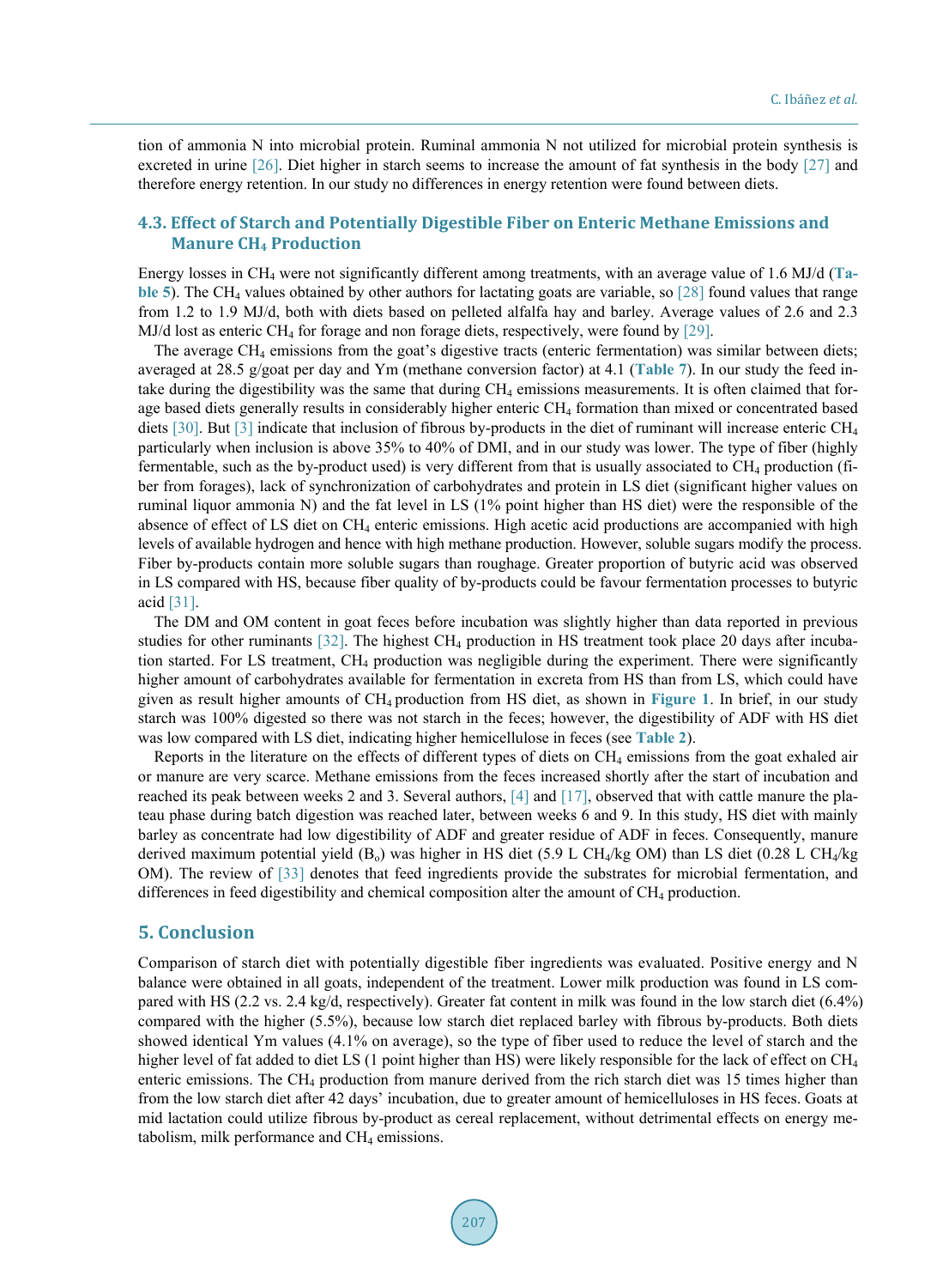tion of ammonia N into microbial protein. Ruminal ammonia N not utilized for microbial protein synthesis is excreted in urine [26]. Diet higher in starch seems to increase the amount of fat synthesis in the body [27] and therefore energy retention. In our study no differences in energy retention were found between diets.

### 4.3. Effect of Starch and Potentially Digestible Fiber on Enteric Methane Emissions and Manure $CH_4$ Production

Energy losses in $CH_4$ were not significantly different among treatments, with an average value of 1.6 MJ/d (**Table 5**). The $CH_4$ values obtained by other authors for lactating goats are variable, so [28] found values that range from 1.2 to 1.9 MJ/d, both with diets based on pelleted alfalfa hay and barley. Average values of 2.6 and 2.3 MJ/d lost as enteric $CH_4$ for forage and non forage diets, respectively, were found by [29].

The average $CH_4$ emissions from the goat's digestive tracts (enteric fermentation) was similar between diets; averaged at 28.5 g/goat per day and Ym (methane conversion factor) at 4.1 (**Table 7**). In our study the feed intake during the digestibility was the same that during $CH_4$ emissions measurements. It is often claimed that forage based diets generally results in considerably higher enteric $CH_4$ formation than mixed or concentrated based diets [30]. But [3] indicate that inclusion of fibrous by-products in the diet of ruminant will increase enteric $CH_4$ particularly when inclusion is above 35% to 40% of DMI, and in our study was lower. The type of fiber (highly fermentable, such as the by-product used) is very different from that is usually associated to $CH_4$ production (fiber from forages), lack of synchronization of carbohydrates and protein in LS diet (significant higher values on ruminal liquor ammonia N) and the fat level in LS (1% point higher than HS diet) were the responsible of the absence of effect of LS diet on $CH_4$ enteric emissions. High acetic acid productions are accompanied with high levels of available hydrogen and hence with high methane production. However, soluble sugars modify the process. Fiber by-products contain more soluble sugars than roughage. Greater proportion of butyric acid was observed in LS compared with HS, because fiber quality of by-products could be favour fermentation processes to butyric acid [31].

The DM and OM content in goat feces before incubation was slightly higher than data reported in previous studies for other ruminants [32]. The highest $CH_4$ production in HS treatment took place 20 days after incubation started. For LS treatment, $CH_4$ production was negligible during the experiment. There were significantly higher amount of carbohydrates available for fermentation in excreta from HS than from LS, which could have given as result higher amounts of $CH_4$ production from HS diet, as shown in **Figure 1**. In brief, in our study starch was 100% digested so there was not starch in the feces; however, the digestibility of ADF with HS diet was low compared with LS diet, indicating higher hemicellulose in feces (see **Table 2**).

Reports in the literature on the effects of different types of diets on $CH_4$ emissions from the goat exhaled air or manure are very scarce. Methane emissions from the feces increased shortly after the start of incubation and reached its peak between weeks 2 and 3. Several authors, [4] and [17], observed that with cattle manure the plateau phase during batch digestion was reached later, between weeks 6 and 9. In this study, HS diet with mainly barley as concentrate had low digestibility of ADF and greater residue of ADF in feces. Consequently, manure derived maximum potential yield ($B_o$) was higher in HS diet (5.9 L $CH_4$/kg OM) than LS diet (0.28 L $CH_4$/kg OM). The review of [33] denotes that feed ingredients provide the substrates for microbial fermentation, and differences in feed digestibility and chemical composition alter the amount of $CH_4$ production.

## 5. Conclusion

Comparison of starch diet with potentially digestible fiber ingredients was evaluated. Positive energy and N balance were obtained in all goats, independent of the treatment. Lower milk production was found in LS compared with HS (2.2 vs. 2.4 kg/d, respectively). Greater fat content in milk was found in the low starch diet (6.4%) compared with the higher (5.5%), because low starch diet replaced barley with fibrous by-products. Both diets showed identical Ym values (4.1% on average), so the type of fiber used to reduce the level of starch and the higher level of fat added to diet LS (1 point higher than HS) were likely responsible for the lack of effect on $CH_4$ enteric emissions. The $CH_4$ production from manure derived from the rich starch diet was 15 times higher than from the low starch diet after 42 days' incubation, due to greater amount of hemicelluloses in HS feces. Goats at mid lactation could utilize fibrous by-product as cereal replacement, without detrimental effects on energy metabolism, milk performance and $CH_4$ emissions.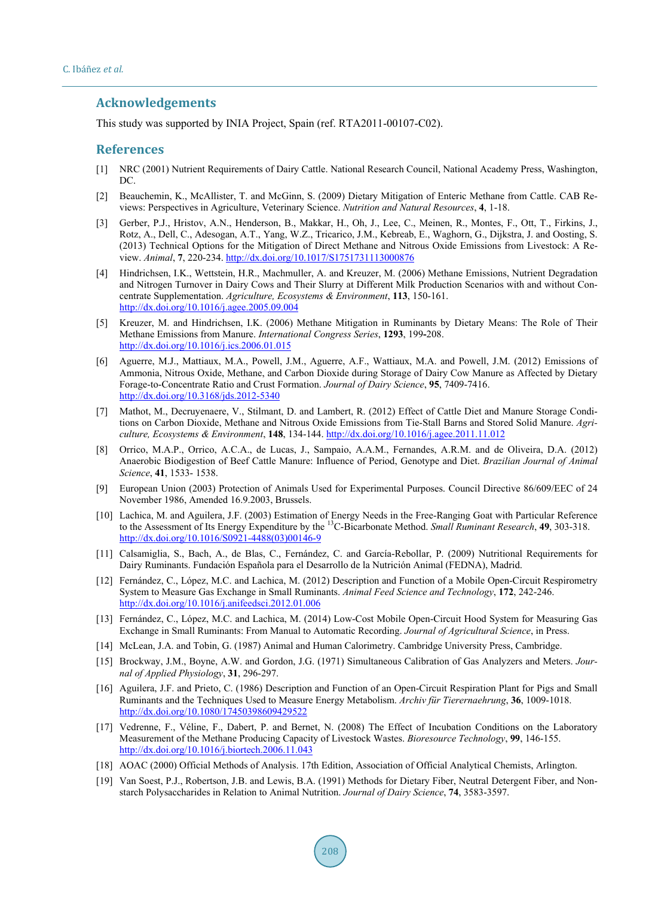## Acknowledgements

This study was supported by INIA Project, Spain (ref. RTA2011-00107-C02).

## References

[1] NRC (2001) Nutrient Requirements of Dairy Cattle. National Research Council, National Academy Press, Washington, DC.

[2] Beauchemin, K., McAllister, T. and McGinn, S. (2009) Dietary Mitigation of Enteric Methane from Cattle. CAB Reviews: Perspectives in Agriculture, Veterinary Science. *Nutrition and Natural Resources*, **4**, 1-18.

[3] Gerber, P.J., Hristov, A.N., Henderson, B., Makkar, H., Oh, J., Lee, C., Meinen, R., Montes, F., Ott, T., Firkins, J., Rotz, A., Dell, C., Adesogan, A.T., Yang, W.Z., Tricarico, J.M., Kebreab, E., Waghorn, G., Dijkstra, J. and Oosting, S. (2013) Technical Options for the Mitigation of Direct Methane and Nitrous Oxide Emissions from Livestock: A Review. *Animal*, **7**, 220-234. http://dx.doi.org/10.1017/S1751731113000876

[4] Hindrichsen, I.K., Wettstein, H.R., Machmuller, A. and Kreuzer, M. (2006) Methane Emissions, Nutrient Degradation and Nitrogen Turnover in Dairy Cows and Their Slurry at Different Milk Production Scenarios with and without Concentrate Supplementation. *Agriculture, Ecosystems & Environment*, **113**, 150-161. http://dx.doi.org/10.1016/j.agee.2005.09.004

[5] Kreuzer, M. and Hindrichsen, I.K. (2006) Methane Mitigation in Ruminants by Dietary Means: The Role of Their Methane Emissions from Manure. *International Congress Series*, **1293**, 199-208. http://dx.doi.org/10.1016/j.ics.2006.01.015

[6] Aguerre, M.J., Mattiaux, M.A., Powell, J.M., Aguerre, A.F., Wattiaux, M.A. and Powell, J.M. (2012) Emissions of Ammonia, Nitrous Oxide, Methane, and Carbon Dioxide during Storage of Dairy Cow Manure as Affected by Dietary Forage-to-Concentrate Ratio and Crust Formation. *Journal of Dairy Science*, **95**, 7409-7416. http://dx.doi.org/10.3168/jds.2012-5340

[7] Mathot, M., Decruyenaere, V., Stilmant, D. and Lambert, R. (2012) Effect of Cattle Diet and Manure Storage Conditions on Carbon Dioxide, Methane and Nitrous Oxide Emissions from Tie-Stall Barns and Stored Solid Manure. *Agriculture, Ecosystems & Environment*, **148**, 134-144. http://dx.doi.org/10.1016/j.agee.2011.11.012

[8] Orrico, M.A.P., Orrico, A.C.A., de Lucas, J., Sampaio, A.A.M., Fernandes, A.R.M. and de Oliveira, D.A. (2012) Anaerobic Biodigestion of Beef Cattle Manure: Influence of Period, Genotype and Diet. *Brazilian Journal of Animal Science*, **41**, 1533- 1538.

[9] European Union (2003) Protection of Animals Used for Experimental Purposes. Council Directive 86/609/EEC of 24 November 1986, Amended 16.9.2003, Brussels.

[10] Lachica, M. and Aguilera, J.F. (2003) Estimation of Energy Needs in the Free-Ranging Goat with Particular Reference to the Assessment of Its Energy Expenditure by the $^{13}$C-Bicarbonate Method. *Small Ruminant Research*, **49**, 303-318. http://dx.doi.org/10.1016/S0921-4488(03)00146-9

[11] Calsamiglia, S., Bach, A., de Blas, C., Fernández, C. and García-Rebollar, P. (2009) Nutritional Requirements for Dairy Ruminants. Fundación Española para el Desarrollo de la Nutrición Animal (FEDNA), Madrid.

[12] Fernández, C., López, M.C. and Lachica, M. (2012) Description and Function of a Mobile Open-Circuit Respirometry System to Measure Gas Exchange in Small Ruminants. *Animal Feed Science and Technology*, **172**, 242-246. http://dx.doi.org/10.1016/j.anifeedsci.2012.01.006

[13] Fernández, C., López, M.C. and Lachica, M. (2014) Low-Cost Mobile Open-Circuit Hood System for Measuring Gas Exchange in Small Ruminants: From Manual to Automatic Recording. *Journal of Agricultural Science*, in Press.

[14] McLean, J.A. and Tobin, G. (1987) Animal and Human Calorimetry. Cambridge University Press, Cambridge.

[15] Brockway, J.M., Boyne, A.W. and Gordon, J.G. (1971) Simultaneous Calibration of Gas Analyzers and Meters. *Journal of Applied Physiology*, **31**, 296-297.

[16] Aguilera, J.F. and Prieto, C. (1986) Description and Function of an Open-Circuit Respiration Plant for Pigs and Small Ruminants and the Techniques Used to Measure Energy Metabolism. *Archiv für Tierernaehrung*, **36**, 1009-1018. http://dx.doi.org/10.1080/17450398609429522

[17] Vedrenne, F., Véline, F., Dabert, P. and Bernet, N. (2008) The Effect of Incubation Conditions on the Laboratory Measurement of the Methane Producing Capacity of Livestock Wastes. *Bioresource Technology*, **99**, 146-155. http://dx.doi.org/10.1016/j.biortech.2006.11.043

[18] AOAC (2000) Official Methods of Analysis. 17th Edition, Association of Official Analytical Chemists, Arlington.

[19] Van Soest, P.J., Robertson, J.B. and Lewis, B.A. (1991) Methods for Dietary Fiber, Neutral Detergent Fiber, and Nonstarch Polysaccharides in Relation to Animal Nutrition. *Journal of Dairy Science*, **74**, 3583-3597.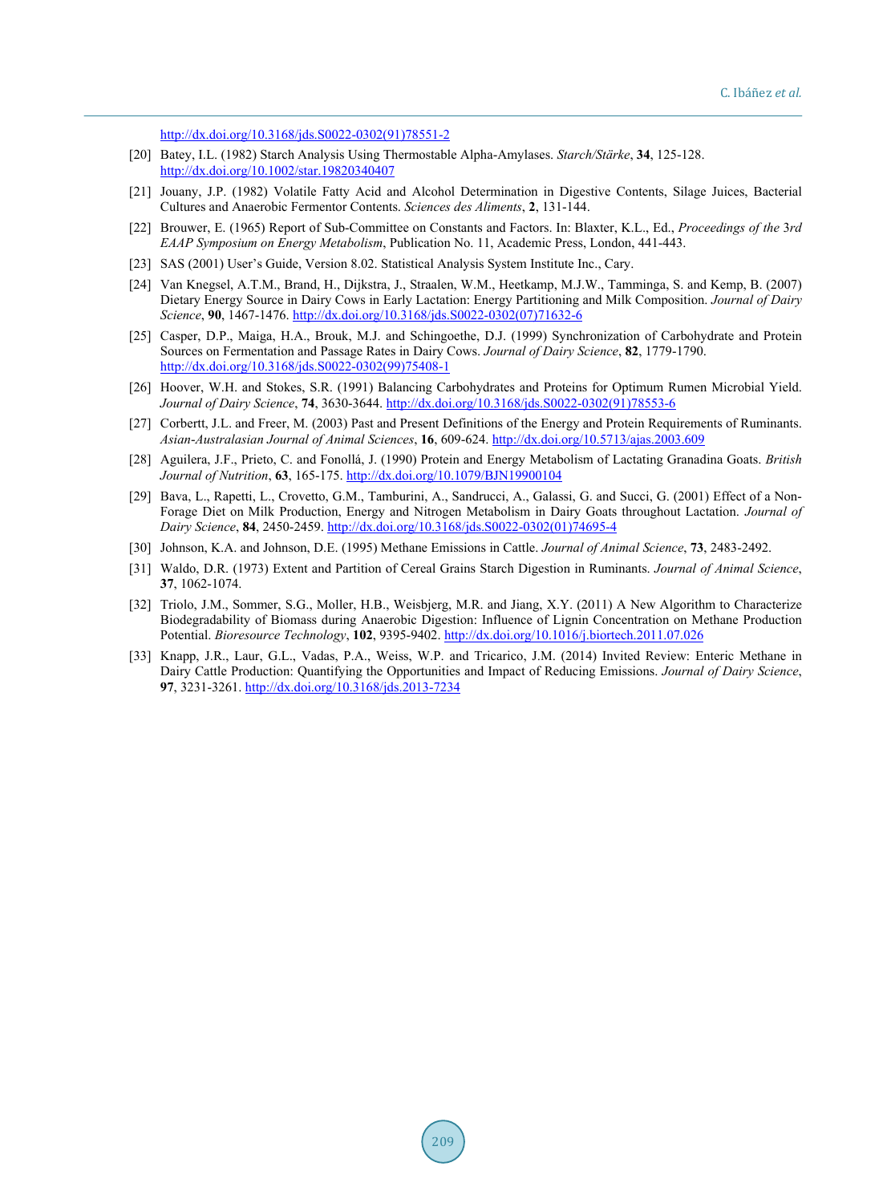http://dx.doi.org/10.3168/jds.S0022-0302(91)78551-2

[20] Batey, I.L. (1982) Starch Analysis Using Thermostable Alpha-Amylases. *Starch/Stärke*, **34**, 125-128. http://dx.doi.org/10.1002/star.19820340407

[21] Jouany, J.P. (1982) Volatile Fatty Acid and Alcohol Determination in Digestive Contents, Silage Juices, Bacterial Cultures and Anaerobic Fermentor Contents. *Sciences des Aliments*, **2**, 131-144.

[22] Brouwer, E. (1965) Report of Sub-Committee on Constants and Factors. In: Blaxter, K.L., Ed., *Proceedings of the* 3rd *EAAP Symposium on Energy Metabolism*, Publication No. 11, Academic Press, London, 441-443.

[23] SAS (2001) User's Guide, Version 8.02. Statistical Analysis System Institute Inc., Cary.

[24] Van Knegsel, A.T.M., Brand, H., Dijkstra, J., Straalen, W.M., Heetkamp, M.J.W., Tamminga, S. and Kemp, B. (2007) Dietary Energy Source in Dairy Cows in Early Lactation: Energy Partitioning and Milk Composition. *Journal of Dairy Science*, **90**, 1467-1476. http://dx.doi.org/10.3168/jds.S0022-0302(07)71632-6

[25] Casper, D.P., Maiga, H.A., Brouk, M.J. and Schingoethe, D.J. (1999) Synchronization of Carbohydrate and Protein Sources on Fermentation and Passage Rates in Dairy Cows. *Journal of Dairy Science*, **82**, 1779-1790. http://dx.doi.org/10.3168/jds.S0022-0302(99)75408-1

[26] Hoover, W.H. and Stokes, S.R. (1991) Balancing Carbohydrates and Proteins for Optimum Rumen Microbial Yield. *Journal of Dairy Science*, **74**, 3630-3644. http://dx.doi.org/10.3168/jds.S0022-0302(91)78553-6

[27] Corbertt, J.L. and Freer, M. (2003) Past and Present Definitions of the Energy and Protein Requirements of Ruminants. *Asian-Australasian Journal of Animal Sciences*, **16**, 609-624. http://dx.doi.org/10.5713/ajas.2003.609

[28] Aguilera, J.F., Prieto, C. and Fonollá, J. (1990) Protein and Energy Metabolism of Lactating Granadina Goats. *British Journal of Nutrition*, **63**, 165-175. http://dx.doi.org/10.1079/BJN19900104

[29] Bava, L., Rapetti, L., Crovetto, G.M., Tamburini, A., Sandrucci, A., Galassi, G. and Succi, G. (2001) Effect of a Non-Forage Diet on Milk Production, Energy and Nitrogen Metabolism in Dairy Goats throughout Lactation. *Journal of Dairy Science*, **84**, 2450-2459. http://dx.doi.org/10.3168/jds.S0022-0302(01)74695-4

[30] Johnson, K.A. and Johnson, D.E. (1995) Methane Emissions in Cattle. *Journal of Animal Science*, **73**, 2483-2492.

[31] Waldo, D.R. (1973) Extent and Partition of Cereal Grains Starch Digestion in Ruminants. *Journal of Animal Science*, **37**, 1062-1074.

[32] Triolo, J.M., Sommer, S.G., Moller, H.B., Weisbjerg, M.R. and Jiang, X.Y. (2011) A New Algorithm to Characterize Biodegradability of Biomass during Anaerobic Digestion: Influence of Lignin Concentration on Methane Production Potential. *Bioresource Technology*, **102**, 9395-9402. http://dx.doi.org/10.1016/j.biortech.2011.07.026

[33] Knapp, J.R., Laur, G.L., Vadas, P.A., Weiss, W.P. and Tricarico, J.M. (2014) Invited Review: Enteric Methane in Dairy Cattle Production: Quantifying the Opportunities and Impact of Reducing Emissions. *Journal of Dairy Science*, **97**, 3231-3261. http://dx.doi.org/10.3168/jds.2013-7234